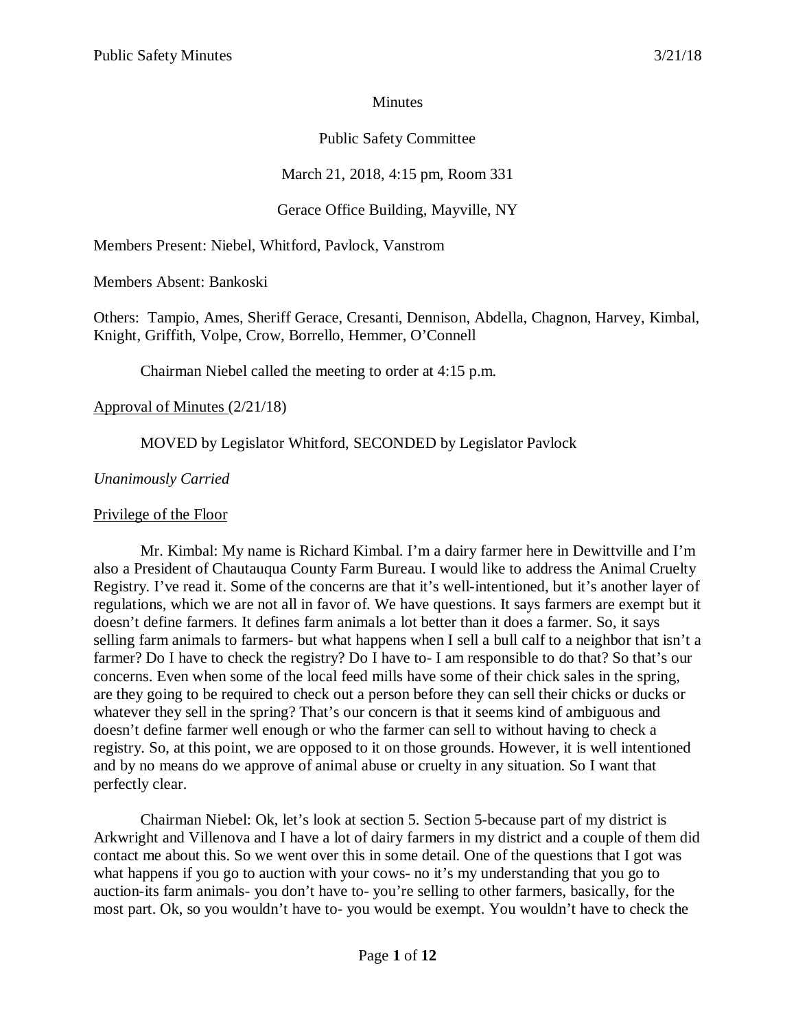Minutes

Public Safety Committee

March 21, 2018, 4:15 pm, Room 331

Gerace Office Building, Mayville, NY

Members Present: Niebel, Whitford, Pavlock, Vanstrom

Members Absent: Bankoski

Others: Tampio, Ames, Sheriff Gerace, Cresanti, Dennison, Abdella, Chagnon, Harvey, Kimbal, Knight, Griffith, Volpe, Crow, Borrello, Hemmer, O'Connell

Chairman Niebel called the meeting to order at 4:15 p.m.

Approval of Minutes (2/21/18)

MOVED by Legislator Whitford, SECONDED by Legislator Pavlock

*Unanimously Carried*

Privilege of the Floor

Mr. Kimbal: My name is Richard Kimbal. I'm a dairy farmer here in Dewittville and I'm also a President of Chautauqua County Farm Bureau. I would like to address the Animal Cruelty Registry. I've read it. Some of the concerns are that it's well-intentioned, but it's another layer of regulations, which we are not all in favor of. We have questions. It says farmers are exempt but it doesn't define farmers. It defines farm animals a lot better than it does a farmer. So, it says selling farm animals to farmers- but what happens when I sell a bull calf to a neighbor that isn't a farmer? Do I have to check the registry? Do I have to- I am responsible to do that? So that's our concerns. Even when some of the local feed mills have some of their chick sales in the spring, are they going to be required to check out a person before they can sell their chicks or ducks or whatever they sell in the spring? That's our concern is that it seems kind of ambiguous and doesn't define farmer well enough or who the farmer can sell to without having to check a registry. So, at this point, we are opposed to it on those grounds. However, it is well intentioned and by no means do we approve of animal abuse or cruelty in any situation. So I want that perfectly clear.

Chairman Niebel: Ok, let's look at section 5. Section 5-because part of my district is Arkwright and Villenova and I have a lot of dairy farmers in my district and a couple of them did contact me about this. So we went over this in some detail. One of the questions that I got was what happens if you go to auction with your cows- no it's my understanding that you go to auction-its farm animals- you don't have to- you're selling to other farmers, basically, for the most part. Ok, so you wouldn't have to- you would be exempt. You wouldn't have to check the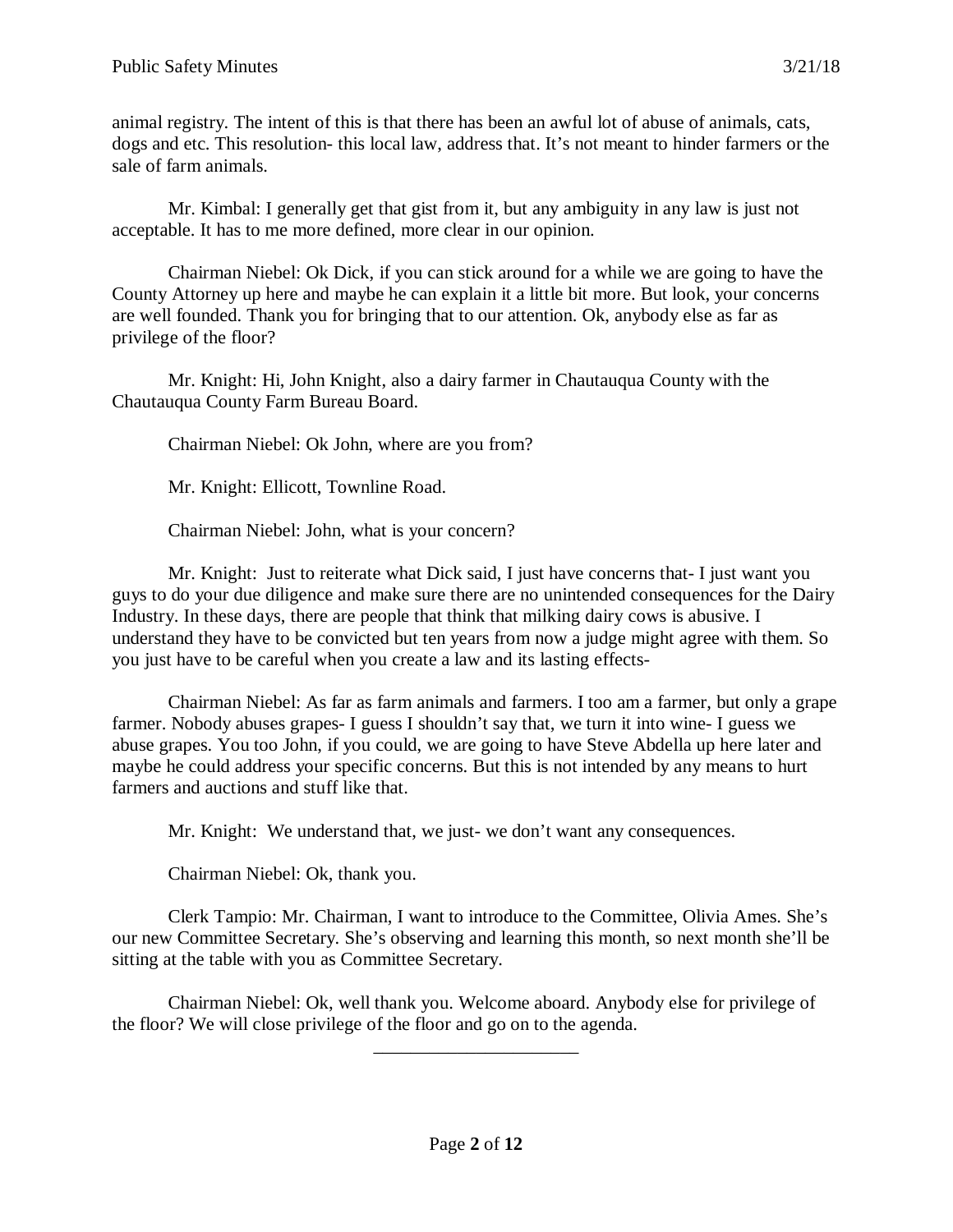animal registry. The intent of this is that there has been an awful lot of abuse of animals, cats, dogs and etc. This resolution- this local law, address that. It's not meant to hinder farmers or the sale of farm animals.

Mr. Kimbal: I generally get that gist from it, but any ambiguity in any law is just not acceptable. It has to me more defined, more clear in our opinion.

Chairman Niebel: Ok Dick, if you can stick around for a while we are going to have the County Attorney up here and maybe he can explain it a little bit more. But look, your concerns are well founded. Thank you for bringing that to our attention. Ok, anybody else as far as privilege of the floor?

Mr. Knight: Hi, John Knight, also a dairy farmer in Chautauqua County with the Chautauqua County Farm Bureau Board.

Chairman Niebel: Ok John, where are you from?

Mr. Knight: Ellicott, Townline Road.

Chairman Niebel: John, what is your concern?

Mr. Knight: Just to reiterate what Dick said, I just have concerns that- I just want you guys to do your due diligence and make sure there are no unintended consequences for the Dairy Industry. In these days, there are people that think that milking dairy cows is abusive. I understand they have to be convicted but ten years from now a judge might agree with them. So you just have to be careful when you create a law and its lasting effects-

Chairman Niebel: As far as farm animals and farmers. I too am a farmer, but only a grape farmer. Nobody abuses grapes- I guess I shouldn't say that, we turn it into wine- I guess we abuse grapes. You too John, if you could, we are going to have Steve Abdella up here later and maybe he could address your specific concerns. But this is not intended by any means to hurt farmers and auctions and stuff like that.

Mr. Knight: We understand that, we just- we don't want any consequences.

Chairman Niebel: Ok, thank you.

Clerk Tampio: Mr. Chairman, I want to introduce to the Committee, Olivia Ames. She's our new Committee Secretary. She's observing and learning this month, so next month she'll be sitting at the table with you as Committee Secretary.

Chairman Niebel: Ok, well thank you. Welcome aboard. Anybody else for privilege of the floor? We will close privilege of the floor and go on to the agenda.

---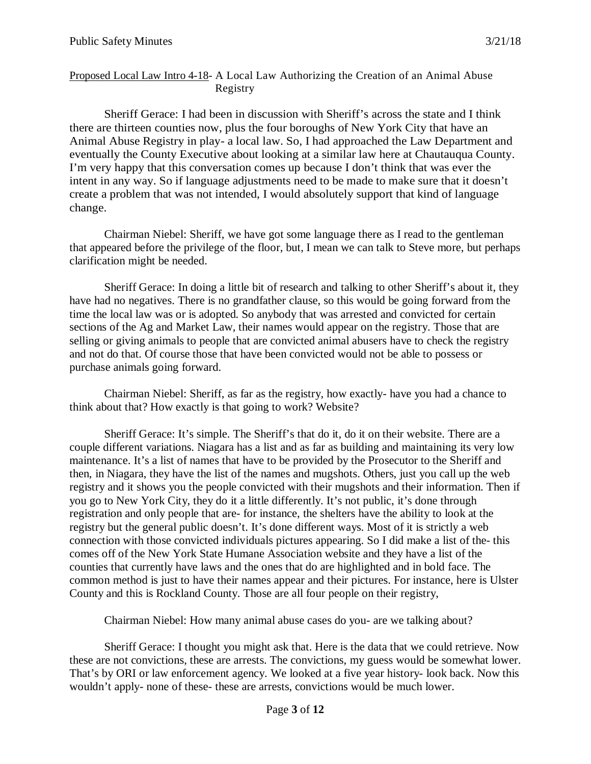Proposed Local Law Intro 4-18- A Local Law Authorizing the Creation of an Animal Abuse Registry

Sheriff Gerace: I had been in discussion with Sheriff's across the state and I think there are thirteen counties now, plus the four boroughs of New York City that have an Animal Abuse Registry in play- a local law. So, I had approached the Law Department and eventually the County Executive about looking at a similar law here at Chautauqua County. I'm very happy that this conversation comes up because I don't think that was ever the intent in any way. So if language adjustments need to be made to make sure that it doesn't create a problem that was not intended, I would absolutely support that kind of language change.

Chairman Niebel: Sheriff, we have got some language there as I read to the gentleman that appeared before the privilege of the floor, but, I mean we can talk to Steve more, but perhaps clarification might be needed.

Sheriff Gerace: In doing a little bit of research and talking to other Sheriff's about it, they have had no negatives. There is no grandfather clause, so this would be going forward from the time the local law was or is adopted. So anybody that was arrested and convicted for certain sections of the Ag and Market Law, their names would appear on the registry. Those that are selling or giving animals to people that are convicted animal abusers have to check the registry and not do that. Of course those that have been convicted would not be able to possess or purchase animals going forward.

Chairman Niebel: Sheriff, as far as the registry, how exactly- have you had a chance to think about that? How exactly is that going to work? Website?

Sheriff Gerace: It's simple. The Sheriff's that do it, do it on their website. There are a couple different variations. Niagara has a list and as far as building and maintaining its very low maintenance. It's a list of names that have to be provided by the Prosecutor to the Sheriff and then, in Niagara, they have the list of the names and mugshots. Others, just you call up the web registry and it shows you the people convicted with their mugshots and their information. Then if you go to New York City, they do it a little differently. It's not public, it's done through registration and only people that are- for instance, the shelters have the ability to look at the registry but the general public doesn't. It's done different ways. Most of it is strictly a web connection with those convicted individuals pictures appearing. So I did make a list of the- this comes off of the New York State Humane Association website and they have a list of the counties that currently have laws and the ones that do are highlighted and in bold face. The common method is just to have their names appear and their pictures. For instance, here is Ulster County and this is Rockland County. Those are all four people on their registry,

Chairman Niebel: How many animal abuse cases do you- are we talking about?

Sheriff Gerace: I thought you might ask that. Here is the data that we could retrieve. Now these are not convictions, these are arrests. The convictions, my guess would be somewhat lower. That's by ORI or law enforcement agency. We looked at a five year history- look back. Now this wouldn't apply- none of these- these are arrests, convictions would be much lower.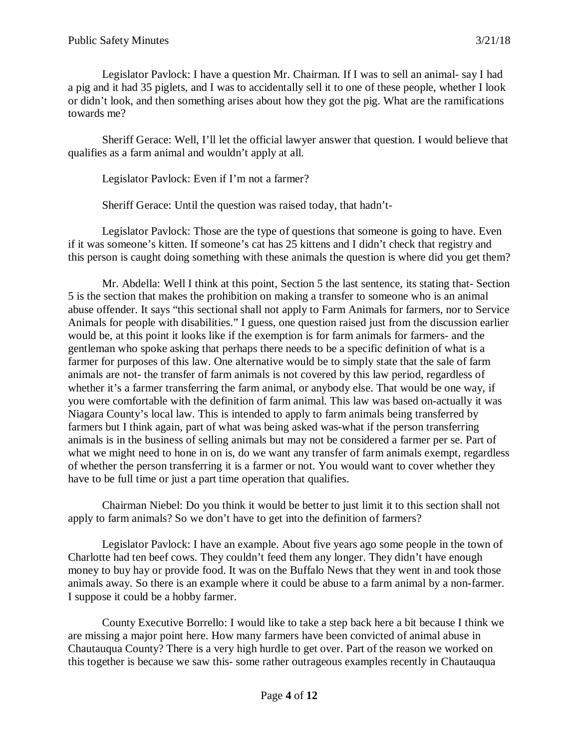Legislator Pavlock: I have a question Mr. Chairman. If I was to sell an animal- say I had a pig and it had 35 piglets, and I was to accidentally sell it to one of these people, whether I look or didn't look, and then something arises about how they got the pig. What are the ramifications towards me?

Sheriff Gerace: Well, I'll let the official lawyer answer that question. I would believe that qualifies as a farm animal and wouldn't apply at all.

Legislator Pavlock: Even if I'm not a farmer?

Sheriff Gerace: Until the question was raised today, that hadn't-

Legislator Pavlock: Those are the type of questions that someone is going to have. Even if it was someone's kitten. If someone's cat has 25 kittens and I didn't check that registry and this person is caught doing something with these animals the question is where did you get them?

Mr. Abdella: Well I think at this point, Section 5 the last sentence, its stating that- Section 5 is the section that makes the prohibition on making a transfer to someone who is an animal abuse offender. It says "this sectional shall not apply to Farm Animals for farmers, nor to Service Animals for people with disabilities." I guess, one question raised just from the discussion earlier would be, at this point it looks like if the exemption is for farm animals for farmers- and the gentleman who spoke asking that perhaps there needs to be a specific definition of what is a farmer for purposes of this law. One alternative would be to simply state that the sale of farm animals are not- the transfer of farm animals is not covered by this law period, regardless of whether it's a farmer transferring the farm animal, or anybody else. That would be one way, if you were comfortable with the definition of farm animal. This law was based on-actually it was Niagara County's local law. This is intended to apply to farm animals being transferred by farmers but I think again, part of what was being asked was-what if the person transferring animals is in the business of selling animals but may not be considered a farmer per se. Part of what we might need to hone in on is, do we want any transfer of farm animals exempt, regardless of whether the person transferring it is a farmer or not. You would want to cover whether they have to be full time or just a part time operation that qualifies.

Chairman Niebel: Do you think it would be better to just limit it to this section shall not apply to farm animals? So we don't have to get into the definition of farmers?

Legislator Pavlock: I have an example. About five years ago some people in the town of Charlotte had ten beef cows. They couldn't feed them any longer. They didn't have enough money to buy hay or provide food. It was on the Buffalo News that they went in and took those animals away. So there is an example where it could be abuse to a farm animal by a non-farmer. I suppose it could be a hobby farmer.

County Executive Borrello: I would like to take a step back here a bit because I think we are missing a major point here. How many farmers have been convicted of animal abuse in Chautauqua County? There is a very high hurdle to get over. Part of the reason we worked on this together is because we saw this- some rather outrageous examples recently in Chautauqua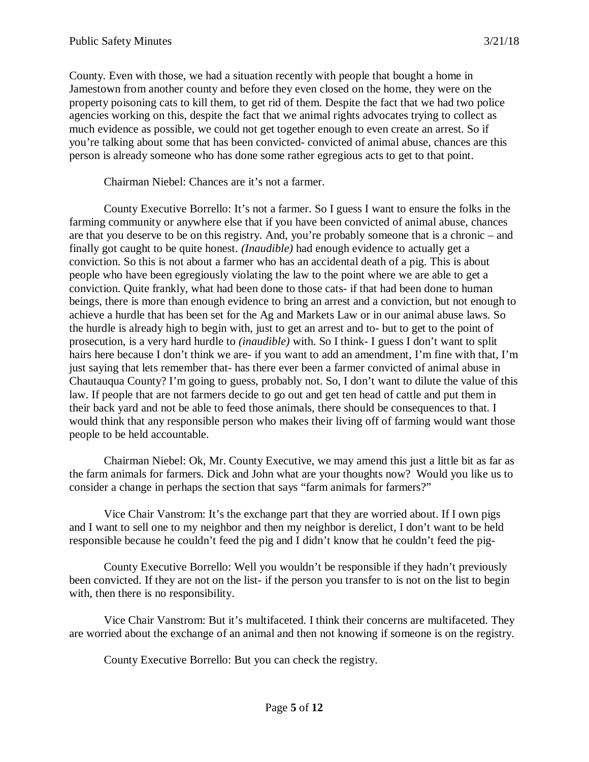County. Even with those, we had a situation recently with people that bought a home in Jamestown from another county and before they even closed on the home, they were on the property poisoning cats to kill them, to get rid of them. Despite the fact that we had two police agencies working on this, despite the fact that we animal rights advocates trying to collect as much evidence as possible, we could not get together enough to even create an arrest. So if you're talking about some that has been convicted- convicted of animal abuse, chances are this person is already someone who has done some rather egregious acts to get to that point.

Chairman Niebel: Chances are it's not a farmer.

County Executive Borrello: It's not a farmer. So I guess I want to ensure the folks in the farming community or anywhere else that if you have been convicted of animal abuse, chances are that you deserve to be on this registry. And, you're probably someone that is a chronic – and finally got caught to be quite honest. *(Inaudible)* had enough evidence to actually get a conviction. So this is not about a farmer who has an accidental death of a pig. This is about people who have been egregiously violating the law to the point where we are able to get a conviction. Quite frankly, what had been done to those cats- if that had been done to human beings, there is more than enough evidence to bring an arrest and a conviction, but not enough to achieve a hurdle that has been set for the Ag and Markets Law or in our animal abuse laws. So the hurdle is already high to begin with, just to get an arrest and to- but to get to the point of prosecution, is a very hard hurdle to *(inaudible)* with. So I think- I guess I don't want to split hairs here because I don't think we are- if you want to add an amendment, I'm fine with that, I'm just saying that lets remember that- has there ever been a farmer convicted of animal abuse in Chautauqua County? I'm going to guess, probably not. So, I don't want to dilute the value of this law. If people that are not farmers decide to go out and get ten head of cattle and put them in their back yard and not be able to feed those animals, there should be consequences to that. I would think that any responsible person who makes their living off of farming would want those people to be held accountable.

Chairman Niebel: Ok, Mr. County Executive, we may amend this just a little bit as far as the farm animals for farmers. Dick and John what are your thoughts now? Would you like us to consider a change in perhaps the section that says "farm animals for farmers?"

Vice Chair Vanstrom: It's the exchange part that they are worried about. If I own pigs and I want to sell one to my neighbor and then my neighbor is derelict, I don't want to be held responsible because he couldn't feed the pig and I didn't know that he couldn't feed the pig-

County Executive Borrello: Well you wouldn't be responsible if they hadn't previously been convicted. If they are not on the list- if the person you transfer to is not on the list to begin with, then there is no responsibility.

Vice Chair Vanstrom: But it's multifaceted. I think their concerns are multifaceted. They are worried about the exchange of an animal and then not knowing if someone is on the registry.

County Executive Borrello: But you can check the registry.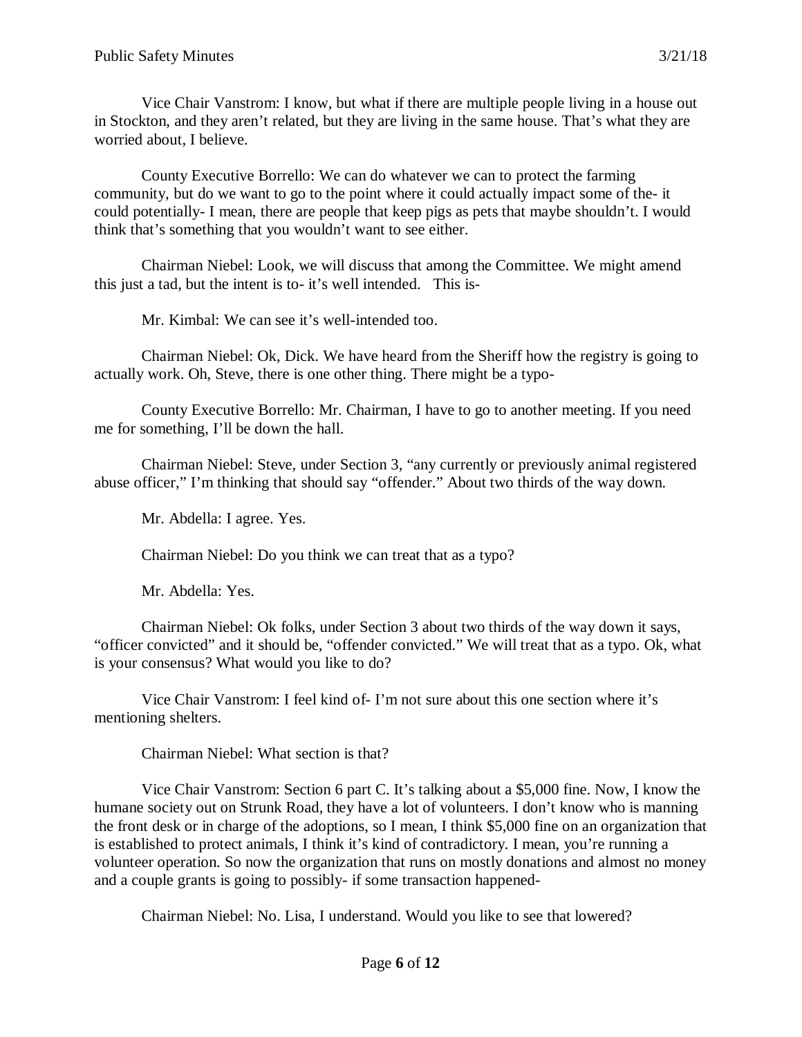Vice Chair Vanstrom: I know, but what if there are multiple people living in a house out in Stockton, and they aren't related, but they are living in the same house. That's what they are worried about, I believe.

County Executive Borrello: We can do whatever we can to protect the farming community, but do we want to go to the point where it could actually impact some of the- it could potentially- I mean, there are people that keep pigs as pets that maybe shouldn't. I would think that's something that you wouldn't want to see either.

Chairman Niebel: Look, we will discuss that among the Committee. We might amend this just a tad, but the intent is to- it's well intended. This is-

Mr. Kimbal: We can see it's well-intended too.

Chairman Niebel: Ok, Dick. We have heard from the Sheriff how the registry is going to actually work. Oh, Steve, there is one other thing. There might be a typo-

County Executive Borrello: Mr. Chairman, I have to go to another meeting. If you need me for something, I'll be down the hall.

Chairman Niebel: Steve, under Section 3, "any currently or previously animal registered abuse officer," I'm thinking that should say "offender." About two thirds of the way down.

Mr. Abdella: I agree. Yes.

Chairman Niebel: Do you think we can treat that as a typo?

Mr. Abdella: Yes.

Chairman Niebel: Ok folks, under Section 3 about two thirds of the way down it says, "officer convicted" and it should be, "offender convicted." We will treat that as a typo. Ok, what is your consensus? What would you like to do?

Vice Chair Vanstrom: I feel kind of- I'm not sure about this one section where it's mentioning shelters.

Chairman Niebel: What section is that?

Vice Chair Vanstrom: Section 6 part C. It's talking about a $5,000 fine. Now, I know the humane society out on Strunk Road, they have a lot of volunteers. I don't know who is manning the front desk or in charge of the adoptions, so I mean, I think $5,000 fine on an organization that is established to protect animals, I think it's kind of contradictory. I mean, you're running a volunteer operation. So now the organization that runs on mostly donations and almost no money and a couple grants is going to possibly- if some transaction happened-

Chairman Niebel: No. Lisa, I understand. Would you like to see that lowered?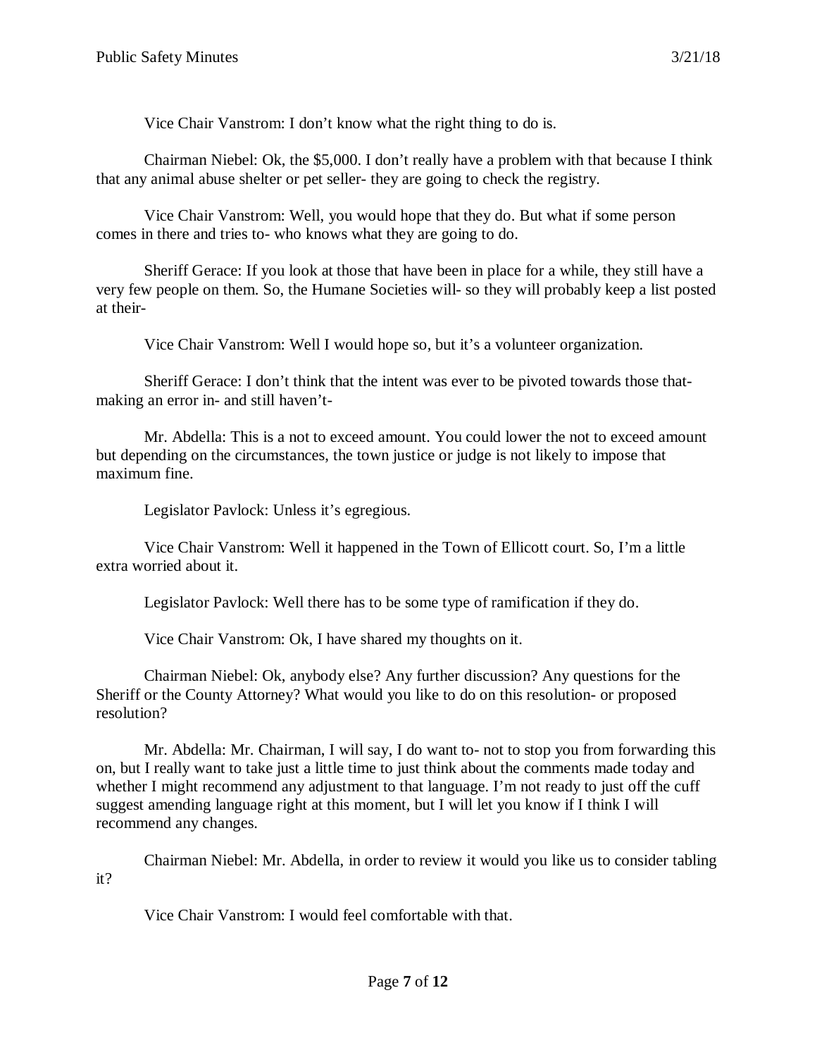Vice Chair Vanstrom: I don't know what the right thing to do is.

Chairman Niebel: Ok, the $5,000. I don't really have a problem with that because I think that any animal abuse shelter or pet seller- they are going to check the registry.

Vice Chair Vanstrom: Well, you would hope that they do. But what if some person comes in there and tries to- who knows what they are going to do.

Sheriff Gerace: If you look at those that have been in place for a while, they still have a very few people on them. So, the Humane Societies will- so they will probably keep a list posted at their-

Vice Chair Vanstrom: Well I would hope so, but it's a volunteer organization.

Sheriff Gerace: I don't think that the intent was ever to be pivoted towards those that- making an error in- and still haven't-

Mr. Abdella: This is a not to exceed amount. You could lower the not to exceed amount but depending on the circumstances, the town justice or judge is not likely to impose that maximum fine.

Legislator Pavlock: Unless it's egregious.

Vice Chair Vanstrom: Well it happened in the Town of Ellicott court. So, I'm a little extra worried about it.

Legislator Pavlock: Well there has to be some type of ramification if they do.

Vice Chair Vanstrom: Ok, I have shared my thoughts on it.

Chairman Niebel: Ok, anybody else? Any further discussion? Any questions for the Sheriff or the County Attorney? What would you like to do on this resolution- or proposed resolution?

Mr. Abdella: Mr. Chairman, I will say, I do want to- not to stop you from forwarding this on, but I really want to take just a little time to just think about the comments made today and whether I might recommend any adjustment to that language. I'm not ready to just off the cuff suggest amending language right at this moment, but I will let you know if I think I will recommend any changes.

Chairman Niebel: Mr. Abdella, in order to review it would you like us to consider tabling it?

Vice Chair Vanstrom: I would feel comfortable with that.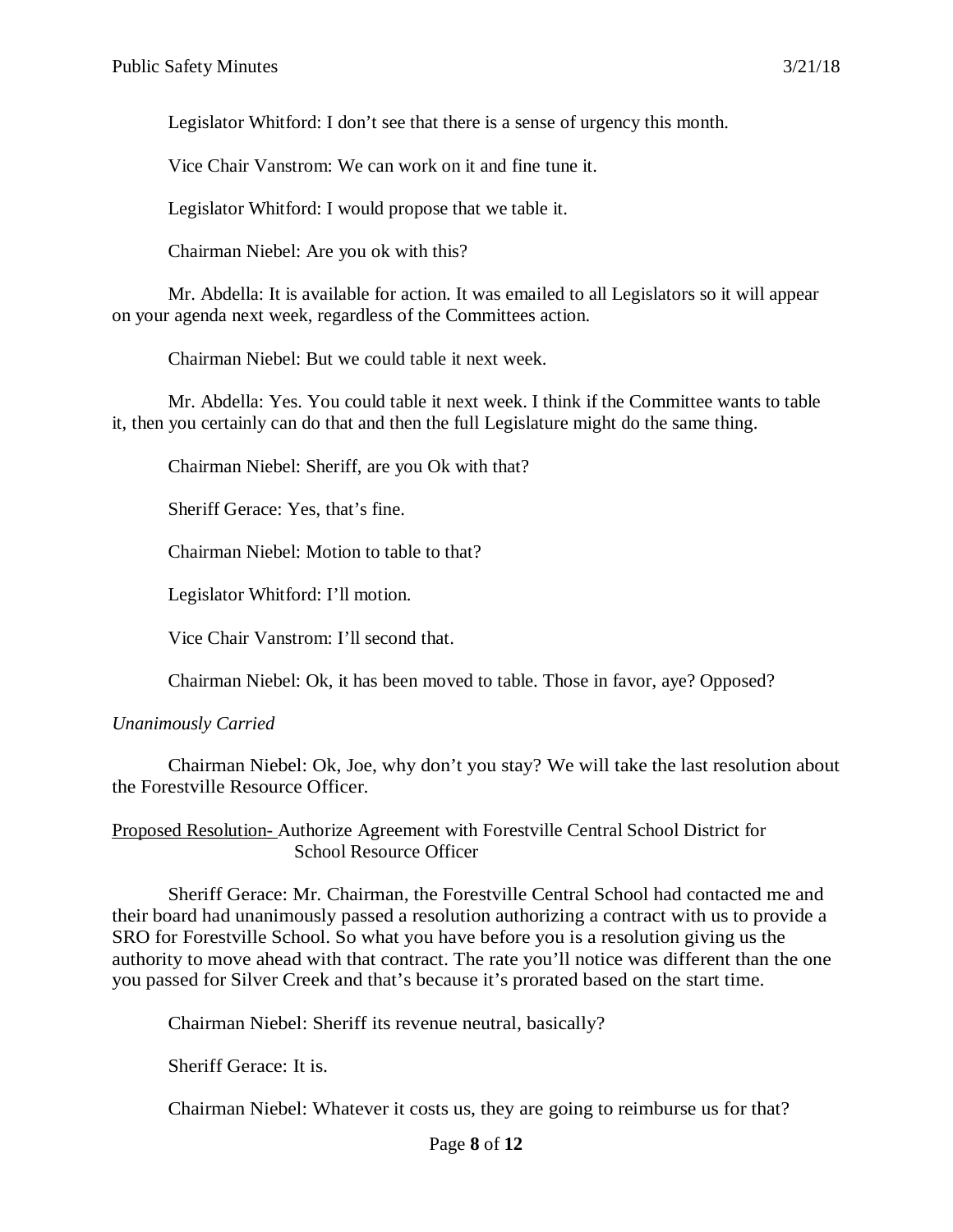Legislator Whitford: I don't see that there is a sense of urgency this month.

Vice Chair Vanstrom: We can work on it and fine tune it.

Legislator Whitford: I would propose that we table it.

Chairman Niebel: Are you ok with this?

Mr. Abdella: It is available for action. It was emailed to all Legislators so it will appear on your agenda next week, regardless of the Committees action.

Chairman Niebel: But we could table it next week.

Mr. Abdella: Yes. You could table it next week. I think if the Committee wants to table it, then you certainly can do that and then the full Legislature might do the same thing.

Chairman Niebel: Sheriff, are you Ok with that?

Sheriff Gerace: Yes, that's fine.

Chairman Niebel: Motion to table to that?

Legislator Whitford: I'll motion.

Vice Chair Vanstrom: I'll second that.

Chairman Niebel: Ok, it has been moved to table. Those in favor, aye? Opposed?

*Unanimously Carried*

Chairman Niebel: Ok, Joe, why don't you stay? We will take the last resolution about the Forestville Resource Officer.

<u>Proposed Resolution-</u> Authorize Agreement with Forestville Central School District for School Resource Officer

Sheriff Gerace: Mr. Chairman, the Forestville Central School had contacted me and their board had unanimously passed a resolution authorizing a contract with us to provide a SRO for Forestville School. So what you have before you is a resolution giving us the authority to move ahead with that contract. The rate you'll notice was different than the one you passed for Silver Creek and that's because it's prorated based on the start time.

Chairman Niebel: Sheriff its revenue neutral, basically?

Sheriff Gerace: It is.

Chairman Niebel: Whatever it costs us, they are going to reimburse us for that?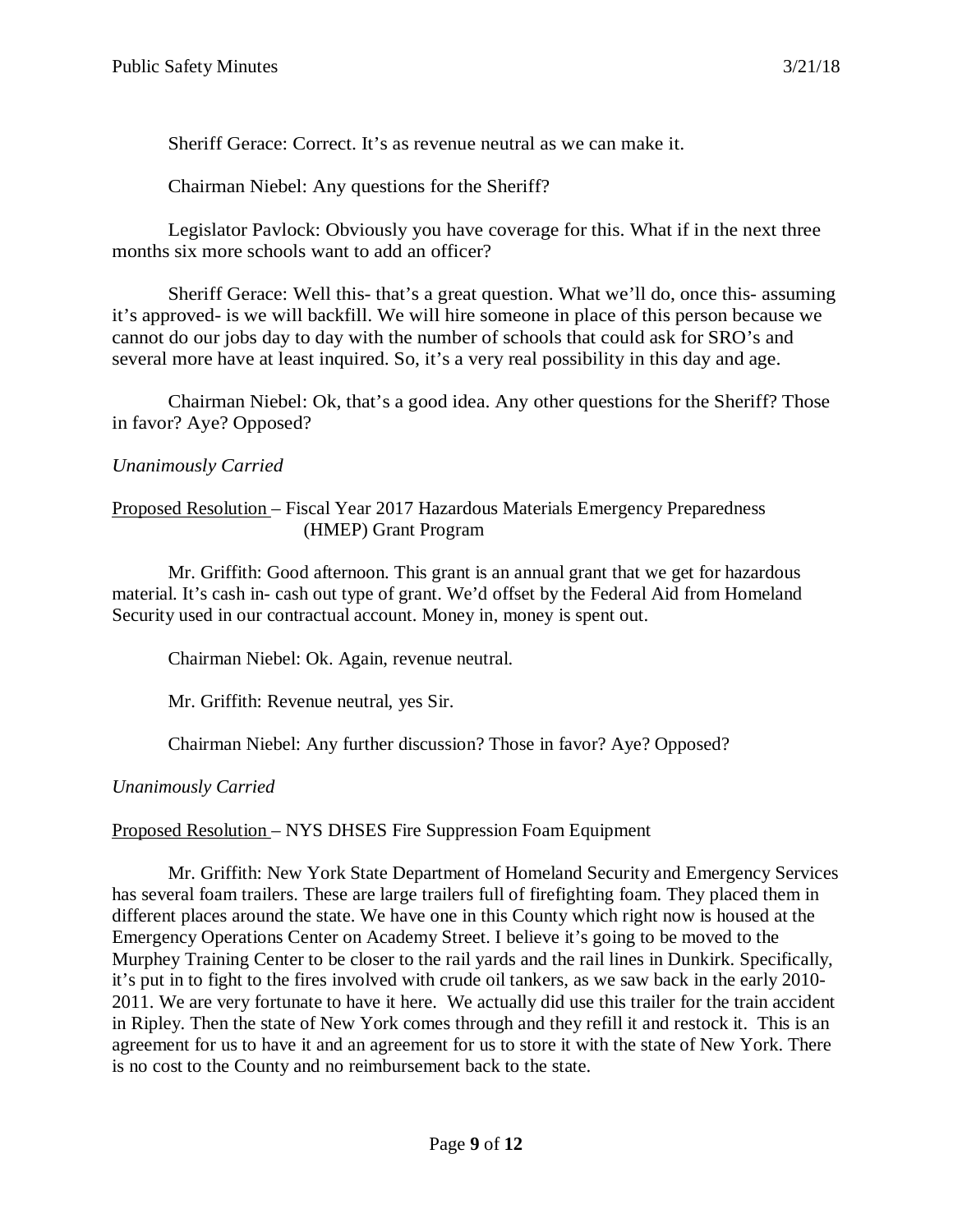Sheriff Gerace: Correct. It's as revenue neutral as we can make it.

Chairman Niebel: Any questions for the Sheriff?

Legislator Pavlock: Obviously you have coverage for this. What if in the next three months six more schools want to add an officer?

Sheriff Gerace: Well this- that's a great question. What we'll do, once this- assuming it's approved- is we will backfill. We will hire someone in place of this person because we cannot do our jobs day to day with the number of schools that could ask for SRO's and several more have at least inquired. So, it's a very real possibility in this day and age.

Chairman Niebel: Ok, that's a good idea. Any other questions for the Sheriff? Those in favor? Aye? Opposed?

*Unanimously Carried*

<u>Proposed Resolution</u> – Fiscal Year 2017 Hazardous Materials Emergency Preparedness (HMEP) Grant Program

Mr. Griffith: Good afternoon. This grant is an annual grant that we get for hazardous material. It's cash in- cash out type of grant. We'd offset by the Federal Aid from Homeland Security used in our contractual account. Money in, money is spent out.

Chairman Niebel: Ok. Again, revenue neutral.

Mr. Griffith: Revenue neutral, yes Sir.

Chairman Niebel: Any further discussion? Those in favor? Aye? Opposed?

*Unanimously Carried*

<u>Proposed Resolution</u> – NYS DHSES Fire Suppression Foam Equipment

Mr. Griffith: New York State Department of Homeland Security and Emergency Services has several foam trailers. These are large trailers full of firefighting foam. They placed them in different places around the state. We have one in this County which right now is housed at the Emergency Operations Center on Academy Street. I believe it's going to be moved to the Murphey Training Center to be closer to the rail yards and the rail lines in Dunkirk. Specifically, it's put in to fight to the fires involved with crude oil tankers, as we saw back in the early 2010-2011. We are very fortunate to have it here. We actually did use this trailer for the train accident in Ripley. Then the state of New York comes through and they refill it and restock it. This is an agreement for us to have it and an agreement for us to store it with the state of New York. There is no cost to the County and no reimbursement back to the state.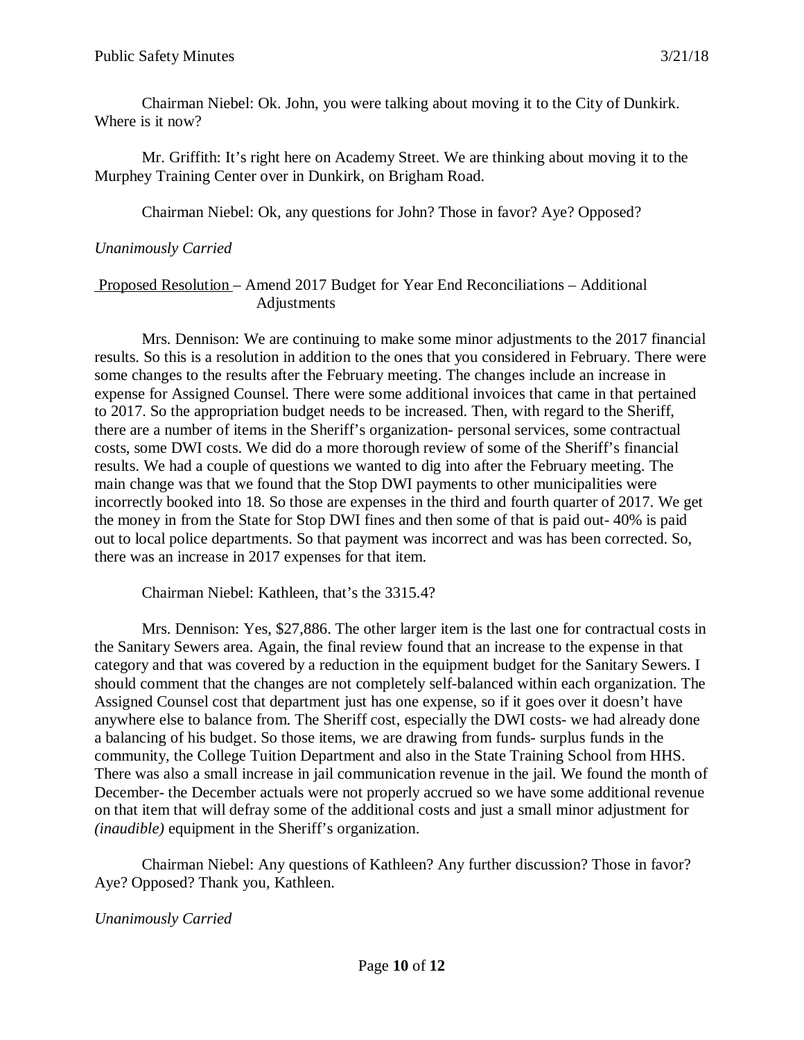Chairman Niebel: Ok. John, you were talking about moving it to the City of Dunkirk. Where is it now?

Mr. Griffith: It's right here on Academy Street. We are thinking about moving it to the Murphey Training Center over in Dunkirk, on Brigham Road.

Chairman Niebel: Ok, any questions for John? Those in favor? Aye? Opposed?

*Unanimously Carried*

Proposed Resolution – Amend 2017 Budget for Year End Reconciliations – Additional Adjustments

Mrs. Dennison: We are continuing to make some minor adjustments to the 2017 financial results. So this is a resolution in addition to the ones that you considered in February. There were some changes to the results after the February meeting. The changes include an increase in expense for Assigned Counsel. There were some additional invoices that came in that pertained to 2017. So the appropriation budget needs to be increased. Then, with regard to the Sheriff, there are a number of items in the Sheriff's organization- personal services, some contractual costs, some DWI costs. We did do a more thorough review of some of the Sheriff's financial results. We had a couple of questions we wanted to dig into after the February meeting. The main change was that we found that the Stop DWI payments to other municipalities were incorrectly booked into 18. So those are expenses in the third and fourth quarter of 2017. We get the money in from the State for Stop DWI fines and then some of that is paid out- 40% is paid out to local police departments. So that payment was incorrect and was has been corrected. So, there was an increase in 2017 expenses for that item.

Chairman Niebel: Kathleen, that's the 3315.4?

Mrs. Dennison: Yes, $27,886. The other larger item is the last one for contractual costs in the Sanitary Sewers area. Again, the final review found that an increase to the expense in that category and that was covered by a reduction in the equipment budget for the Sanitary Sewers. I should comment that the changes are not completely self-balanced within each organization. The Assigned Counsel cost that department just has one expense, so if it goes over it doesn't have anywhere else to balance from. The Sheriff cost, especially the DWI costs- we had already done a balancing of his budget. So those items, we are drawing from funds- surplus funds in the community, the College Tuition Department and also in the State Training School from HHS. There was also a small increase in jail communication revenue in the jail. We found the month of December- the December actuals were not properly accrued so we have some additional revenue on that item that will defray some of the additional costs and just a small minor adjustment for *(inaudible)* equipment in the Sheriff's organization.

Chairman Niebel: Any questions of Kathleen? Any further discussion? Those in favor? Aye? Opposed? Thank you, Kathleen.

*Unanimously Carried*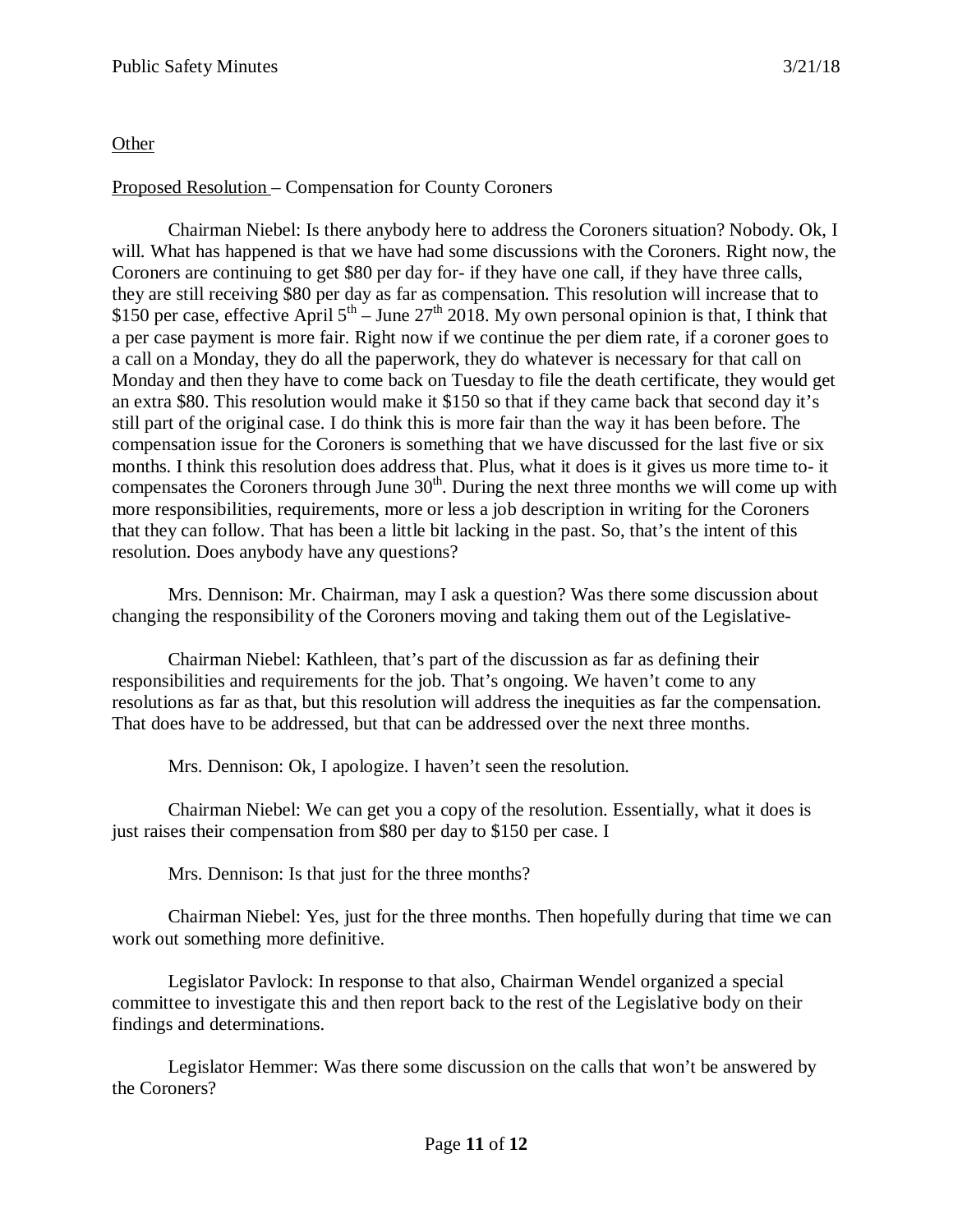Other

Proposed Resolution – Compensation for County Coroners

Chairman Niebel: Is there anybody here to address the Coroners situation? Nobody. Ok, I will. What has happened is that we have had some discussions with the Coroners. Right now, the Coroners are continuing to get $80 per day for- if they have one call, if they have three calls, they are still receiving $80 per day as far as compensation. This resolution will increase that to $150 per case, effective April 5th – June 27th 2018. My own personal opinion is that, I think that a per case payment is more fair. Right now if we continue the per diem rate, if a coroner goes to a call on a Monday, they do all the paperwork, they do whatever is necessary for that call on Monday and then they have to come back on Tuesday to file the death certificate, they would get an extra $80. This resolution would make it $150 so that if they came back that second day it's still part of the original case. I do think this is more fair than the way it has been before. The compensation issue for the Coroners is something that we have discussed for the last five or six months. I think this resolution does address that. Plus, what it does is it gives us more time to- it compensates the Coroners through June 30th. During the next three months we will come up with more responsibilities, requirements, more or less a job description in writing for the Coroners that they can follow. That has been a little bit lacking in the past. So, that's the intent of this resolution. Does anybody have any questions?

Mrs. Dennison: Mr. Chairman, may I ask a question? Was there some discussion about changing the responsibility of the Coroners moving and taking them out of the Legislative-

Chairman Niebel: Kathleen, that's part of the discussion as far as defining their responsibilities and requirements for the job. That's ongoing. We haven't come to any resolutions as far as that, but this resolution will address the inequities as far the compensation. That does have to be addressed, but that can be addressed over the next three months.

Mrs. Dennison: Ok, I apologize. I haven't seen the resolution.

Chairman Niebel: We can get you a copy of the resolution. Essentially, what it does is just raises their compensation from $80 per day to $150 per case. I

Mrs. Dennison: Is that just for the three months?

Chairman Niebel: Yes, just for the three months. Then hopefully during that time we can work out something more definitive.

Legislator Pavlock: In response to that also, Chairman Wendel organized a special committee to investigate this and then report back to the rest of the Legislative body on their findings and determinations.

Legislator Hemmer: Was there some discussion on the calls that won't be answered by the Coroners?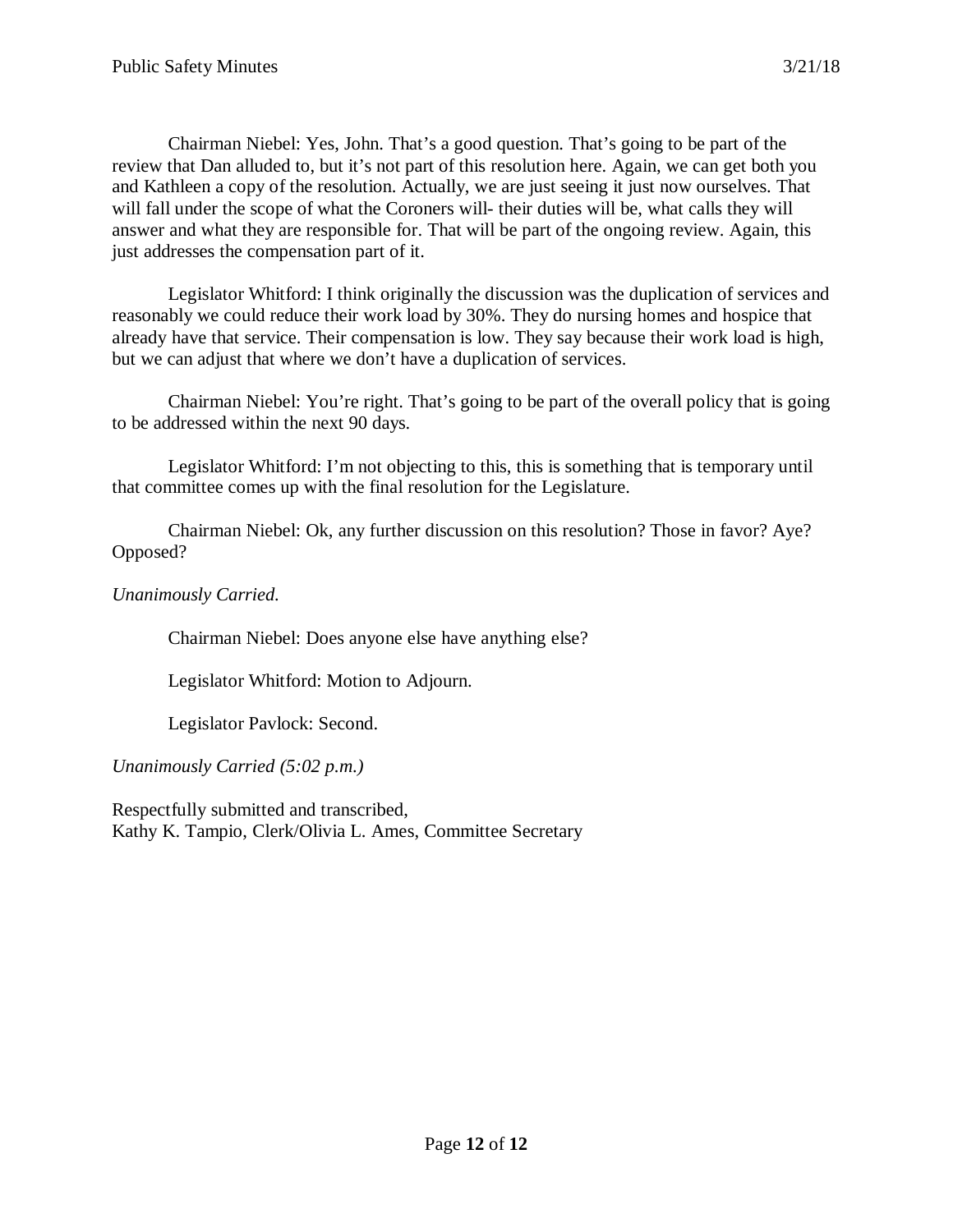Chairman Niebel: Yes, John. That's a good question. That's going to be part of the review that Dan alluded to, but it's not part of this resolution here. Again, we can get both you and Kathleen a copy of the resolution. Actually, we are just seeing it just now ourselves. That will fall under the scope of what the Coroners will- their duties will be, what calls they will answer and what they are responsible for. That will be part of the ongoing review. Again, this just addresses the compensation part of it.

Legislator Whitford: I think originally the discussion was the duplication of services and reasonably we could reduce their work load by 30%. They do nursing homes and hospice that already have that service. Their compensation is low. They say because their work load is high, but we can adjust that where we don't have a duplication of services.

Chairman Niebel: You're right. That's going to be part of the overall policy that is going to be addressed within the next 90 days.

Legislator Whitford: I'm not objecting to this, this is something that is temporary until that committee comes up with the final resolution for the Legislature.

Chairman Niebel: Ok, any further discussion on this resolution? Those in favor? Aye? Opposed?

*Unanimously Carried.*

Chairman Niebel: Does anyone else have anything else?

Legislator Whitford: Motion to Adjourn.

Legislator Pavlock: Second.

*Unanimously Carried (5:02 p.m.)*

Respectfully submitted and transcribed,
Kathy K. Tampio, Clerk/Olivia L. Ames, Committee Secretary